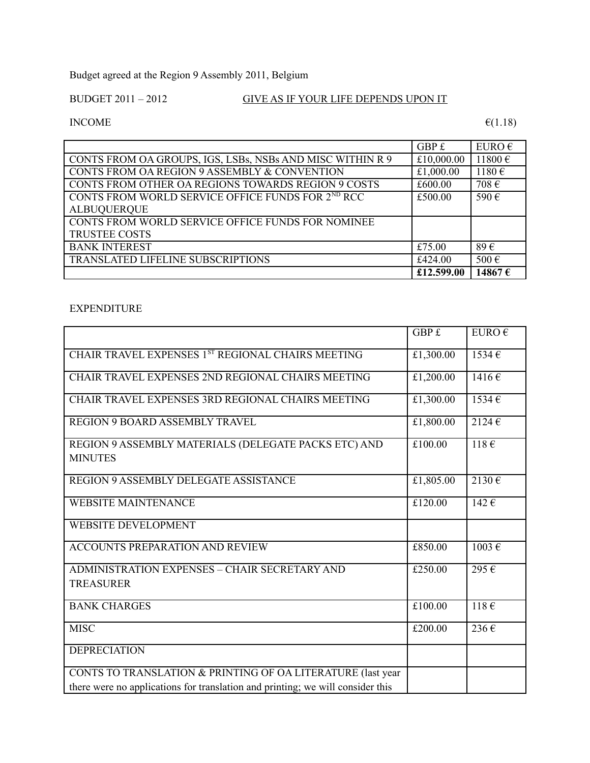Budget agreed at the Region 9 Assembly 2011, Belgium

BUDGET 2011 – 2012 GIVE AS IF YOUR LIFE DEPENDS UPON IT

INCOME €(1.18)

| | GBP £ | EURO € |
|---|---|---|
| CONTS FROM OA GROUPS, IGS, LSBs, NSBs AND MISC WITHIN R 9 | £10,000.00 | 11800 € |
| CONTS FROM OA REGION 9 ASSEMBLY & CONVENTION | £1,000.00 | 1180 € |
| CONTS FROM OTHER OA REGIONS TOWARDS REGION 9 COSTS | £600.00 | 708 € |
| CONTS FROM WORLD SERVICE OFFICE FUNDS FOR 2[ND] RCC ALBUQUERQUE | £500.00 | 590 € |
| CONTS FROM WORLD SERVICE OFFICE FUNDS FOR NOMINEE TRUSTEE COSTS | | |
| BANK INTEREST | £75.00 | 89 € |
| TRANSLATED LIFELINE SUBSCRIPTIONS | £424.00 | 500 € |
| | **£12.599.00** | **14867 €** |

EXPENDITURE

| | GBP £ | EURO € |
|---|---|---|
| CHAIR TRAVEL EXPENSES 1[ST] REGIONAL CHAIRS MEETING | £1,300.00 | 1534 € |
| CHAIR TRAVEL EXPENSES 2ND REGIONAL CHAIRS MEETING | £1,200.00 | 1416 € |
| CHAIR TRAVEL EXPENSES 3RD REGIONAL CHAIRS MEETING | £1,300.00 | 1534 € |
| REGION 9 BOARD ASSEMBLY TRAVEL | £1,800.00 | 2124 € |
| REGION 9 ASSEMBLY MATERIALS (DELEGATE PACKS ETC) AND MINUTES | £100.00 | 118 € |
| REGION 9 ASSEMBLY DELEGATE ASSISTANCE | £1,805.00 | 2130 € |
| WEBSITE MAINTENANCE | £120.00 | 142 € |
| WEBSITE DEVELOPMENT | | |
| ACCOUNTS PREPARATION AND REVIEW | £850.00 | 1003 € |
| ADMINISTRATION EXPENSES – CHAIR SECRETARY AND TREASURER | £250.00 | 295 € |
| BANK CHARGES | £100.00 | 118 € |
| MISC | £200.00 | 236 € |
| DEPRECIATION | | |
| CONTS TO TRANSLATION & PRINTING OF OA LITERATURE (last year there were no applications for translation and printing; we will consider this | | |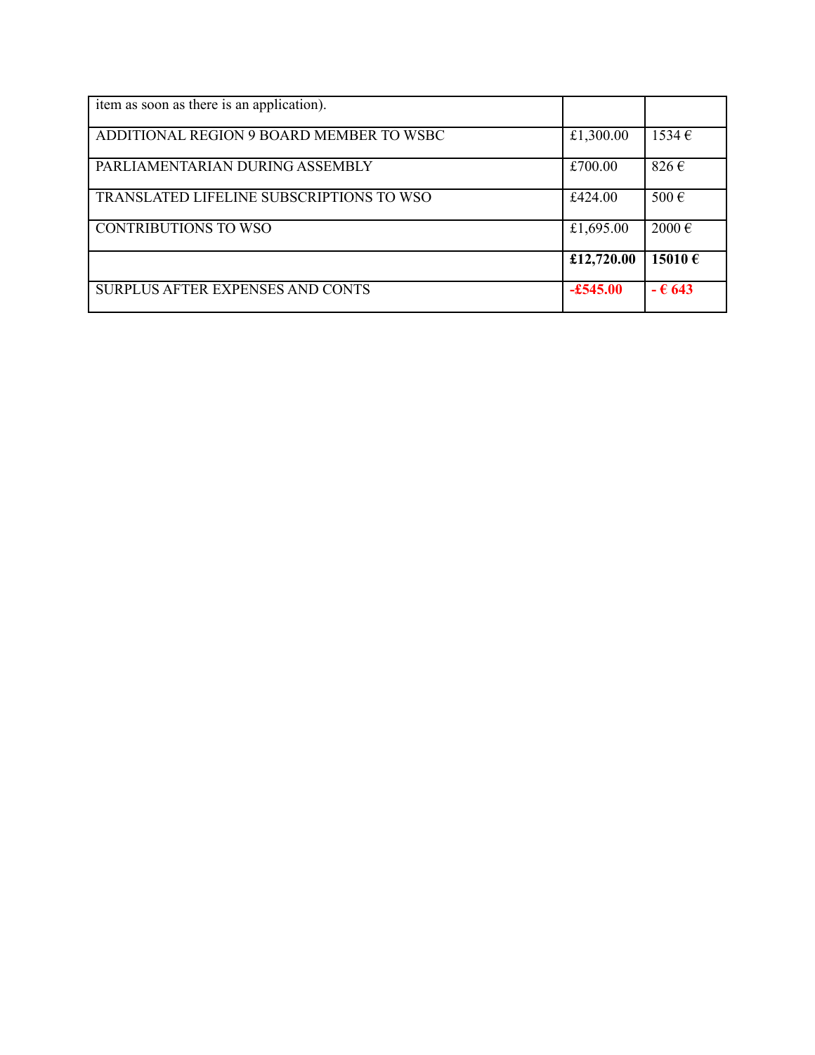| | | |
|---|---|---|
| item as soon as there is an application). | | |
| ADDITIONAL REGION 9 BOARD MEMBER TO WSBC | £1,300.00 | 1534 € |
| PARLIAMENTARIAN DURING ASSEMBLY | £700.00 | 826 € |
| TRANSLATED LIFELINE SUBSCRIPTIONS TO WSO | £424.00 | 500 € |
| CONTRIBUTIONS TO WSO | £1,695.00 | 2000 € |
| | **£12,720.00** | **15010 €** |
| SURPLUS AFTER EXPENSES AND CONTS | **-£545.00** | **- € 643** |